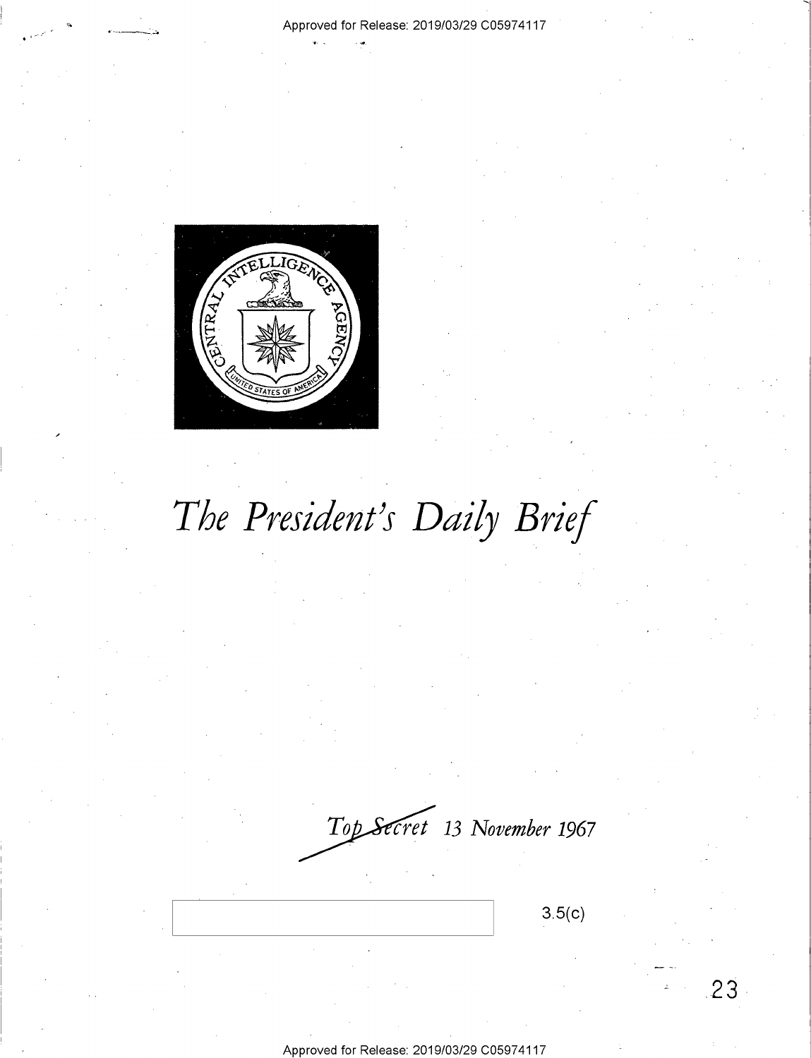Approved for Release: 2019/03/29 C05974117

# *The President's Daily Brief*

*Top Secret* *13 November 1967*

3.5(c)

Approved for Release: 2019/03/29 C05974117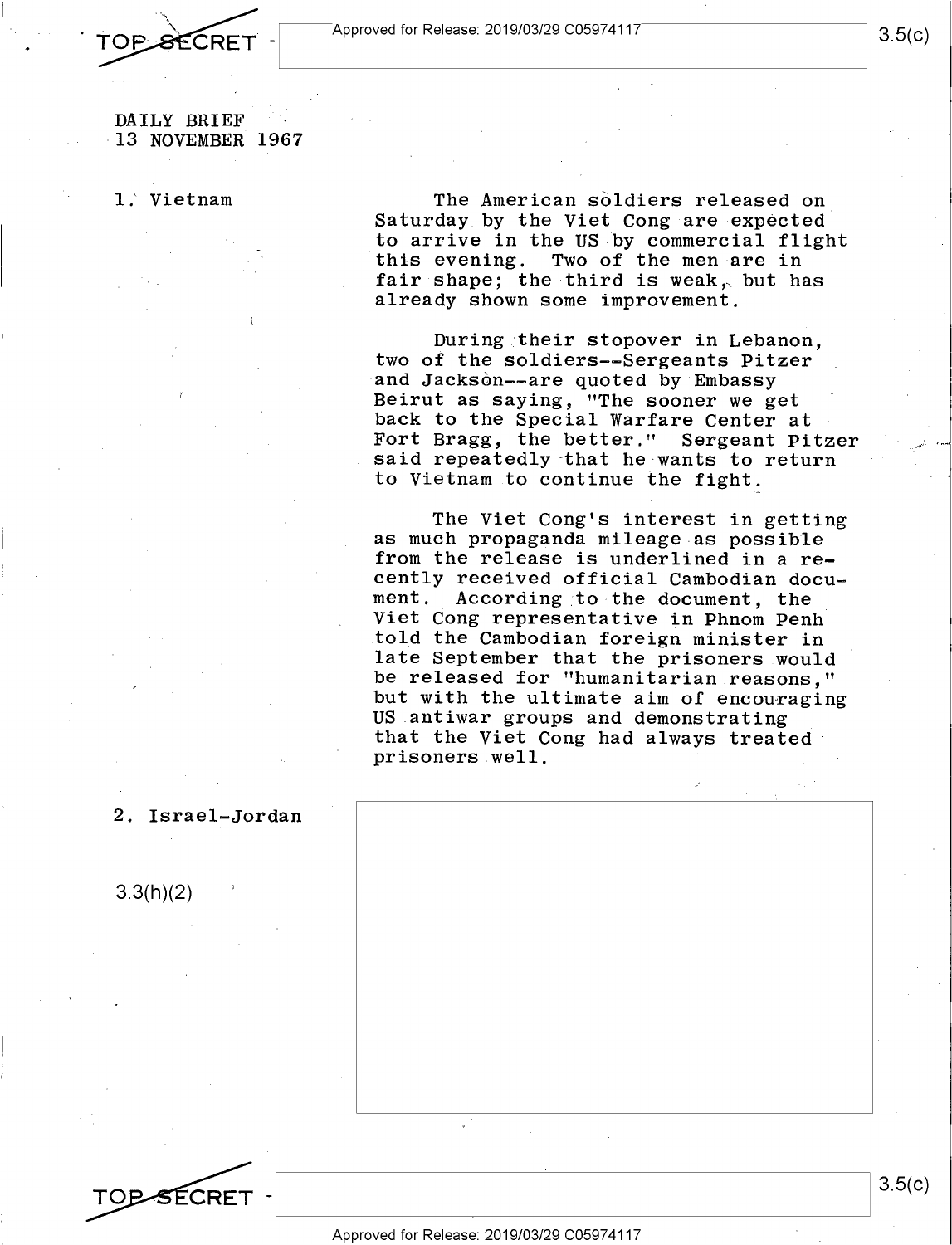DAILY BRIEF
13 NOVEMBER 1967

1. Vietnam

The American soldiers released on Saturday by the Viet Cong are expected to arrive in the US by commercial flight this evening. Two of the men are in fair shape; the third is weak, but has already shown some improvement.

During their stopover in Lebanon, two of the soldiers--Sergeants Pitzer and Jackson--are quoted by Embassy Beirut as saying, "The sooner we get back to the Special Warfare Center at Fort Bragg, the better." Sergeant Pitzer said repeatedly that he wants to return to Vietnam to continue the fight.

The Viet Cong's interest in getting as much propaganda mileage as possible from the release is underlined in a recently received official Cambodian document. According to the document, the Viet Cong representative in Phnom Penh told the Cambodian foreign minister in late September that the prisoners would be released for "humanitarian reasons," but with the ultimate aim of encouraging US antiwar groups and demonstrating that the Viet Cong had always treated prisoners well.

2. Israel-Jordan

3.3(h)(2)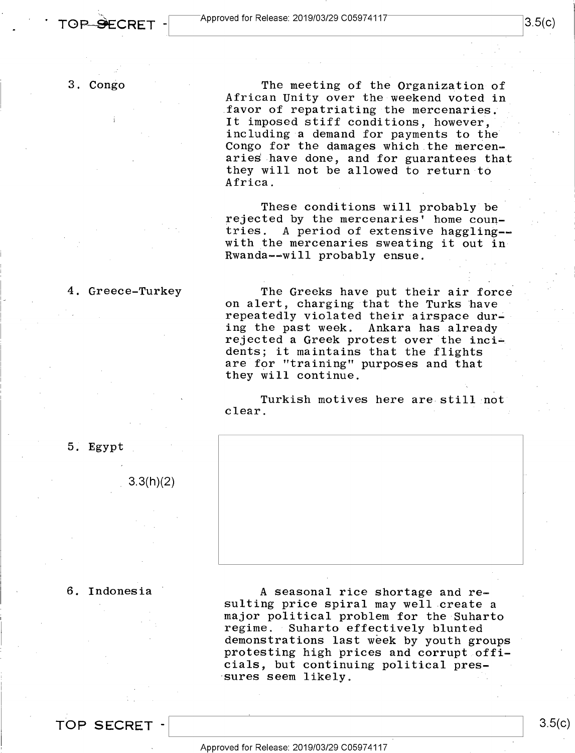3. Congo

The meeting of the Organization of African Unity over the weekend voted in favor of repatriating the mercenaries. It imposed stiff conditions, however, including a demand for payments to the Congo for the damages which the mercenaries have done, and for guarantees that they will not be allowed to return to Africa.

These conditions will probably be rejected by the mercenaries' home countries. A period of extensive haggling--with the mercenaries sweating it out in Rwanda--will probably ensue.

4. Greece-Turkey

The Greeks have put their air force on alert, charging that the Turks have repeatedly violated their airspace during the past week. Ankara has already rejected a Greek protest over the incidents; it maintains that the flights are for "training" purposes and that they will continue.

Turkish motives here are still not clear.

5. Egypt

3.3(h)(2)

6. Indonesia

A seasonal rice shortage and resulting price spiral may well create a major political problem for the Suharto regime. Suharto effectively blunted demonstrations last week by youth groups protesting high prices and corrupt officials, but continuing political pressures seem likely.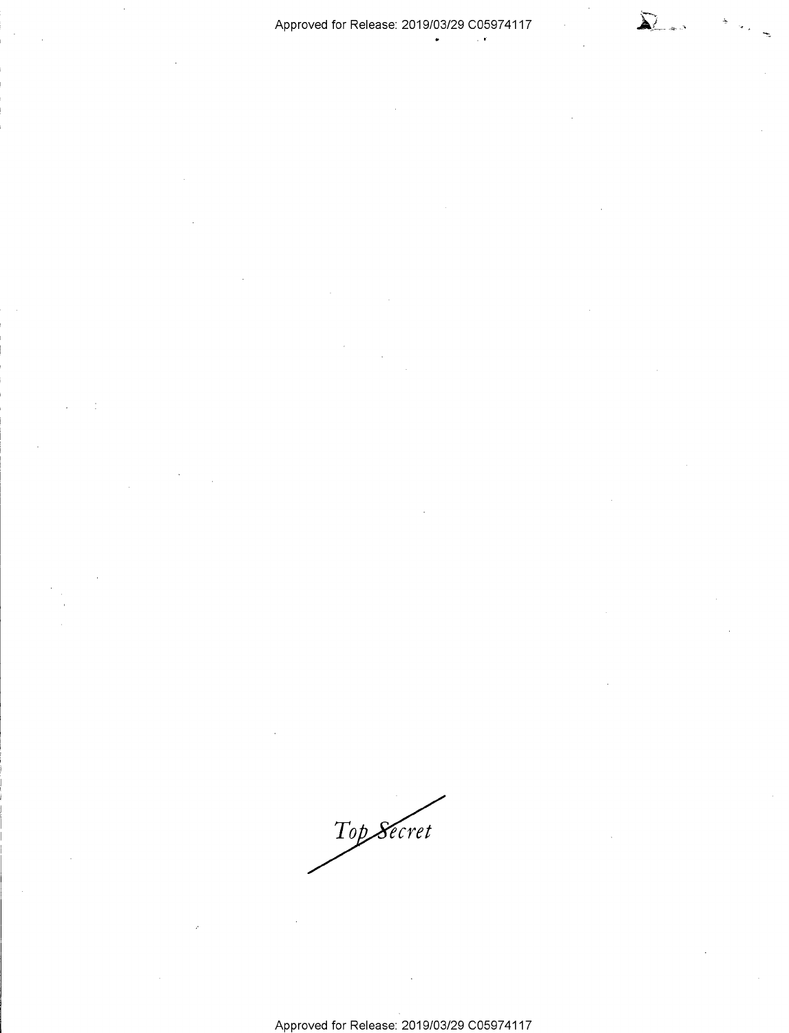Top Secret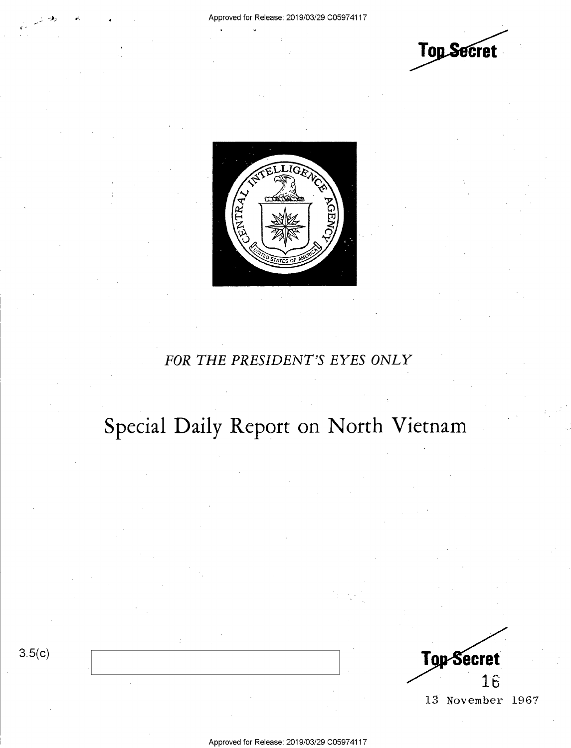Top Secret

FOR THE PRESIDENT'S EYES ONLY

# Special Daily Report on North Vietnam

3.5(c)

Top Secret

16

13 November 1967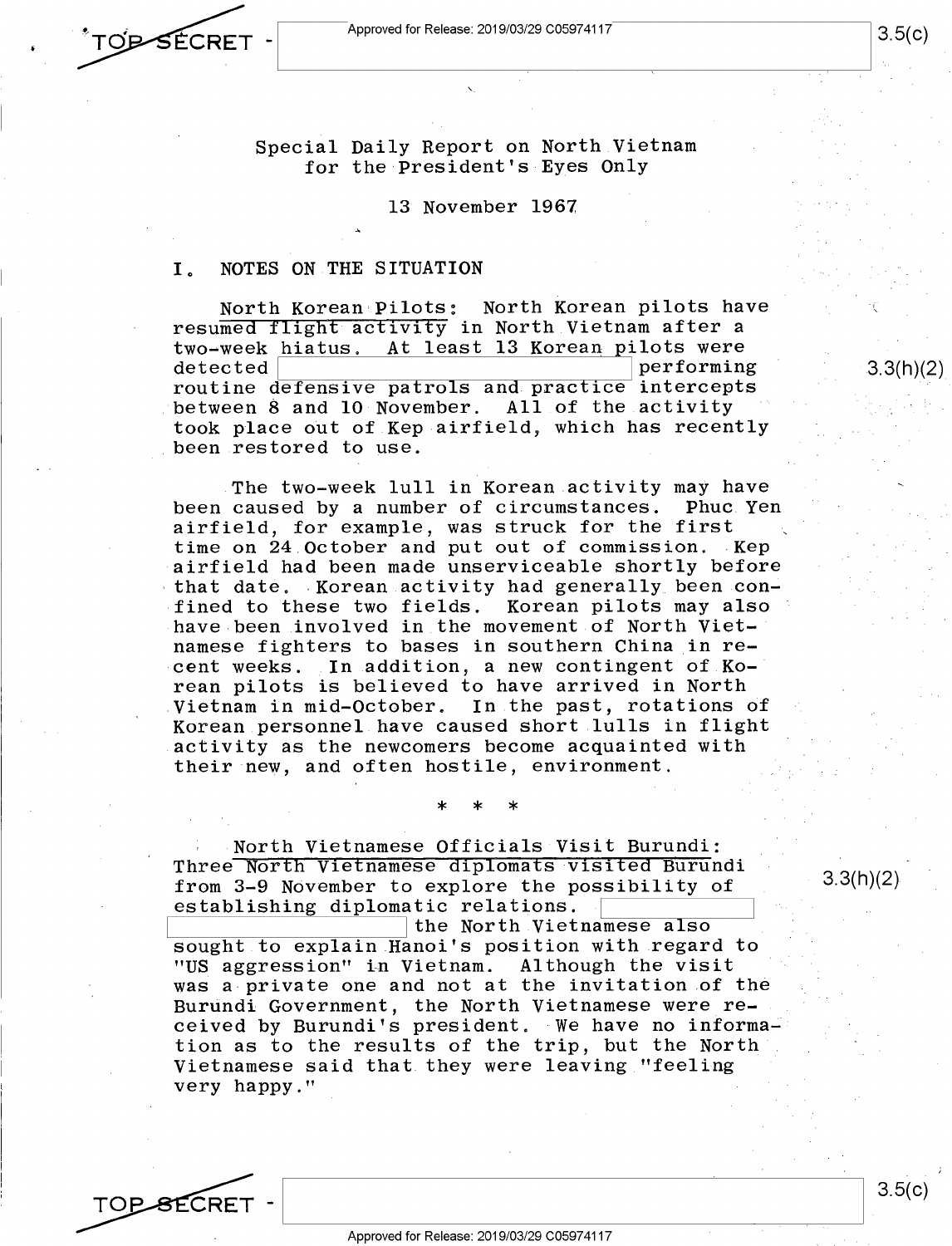Special Daily Report on North Vietnam
for the President's Eyes Only

13 November 1967

## I. NOTES ON THE SITUATION

North Korean Pilots: North Korean pilots have resumed flight activity in North Vietnam after a two-week hiatus. At least 13 Korean pilots were detected [redacted] performing routine defensive patrols and practice intercepts between 8 and 10 November. All of the activity took place out of Kep airfield, which has recently been restored to use.

The two-week lull in Korean activity may have been caused by a number of circumstances. Phuc Yen airfield, for example, was struck for the first time on 24 October and put out of commission. Kep airfield had been made unserviceable shortly before that date. Korean activity had generally been confined to these two fields. Korean pilots may also have been involved in the movement of North Vietnamese fighters to bases in southern China in recent weeks. In addition, a new contingent of Korean pilots is believed to have arrived in North Vietnam in mid-October. In the past, rotations of Korean personnel have caused short lulls in flight activity as the newcomers become acquainted with their new, and often hostile, environment.

\* \* \*

North Vietnamese Officials Visit Burundi: Three North Vietnamese diplomats visited Burundi from 3-9 November to explore the possibility of establishing diplomatic relations. [redacted] the North Vietnamese also sought to explain Hanoi's position with regard to "US aggression" in Vietnam. Although the visit was a private one and not at the invitation of the Burundi Government, the North Vietnamese were received by Burundi's president. We have no information as to the results of the trip, but the North Vietnamese said that they were leaving "feeling very happy."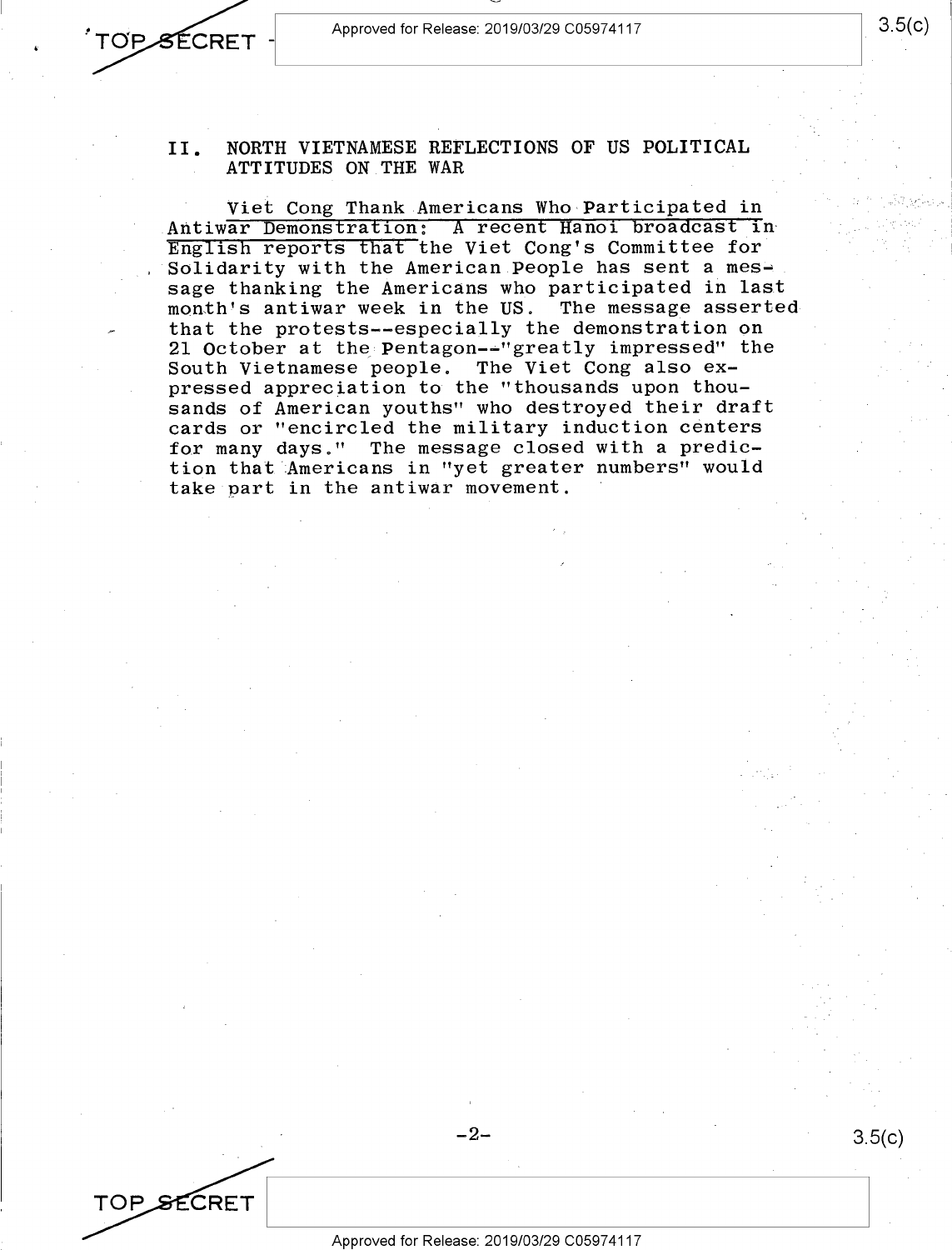## II. NORTH VIETNAMESE REFLECTIONS OF US POLITICAL ATTITUDES ON THE WAR

Viet Cong Thank Americans Who Participated in Antiwar Demonstration: A recent Hanoi broadcast in English reports that the Viet Cong's Committee for Solidarity with the American People has sent a message thanking the Americans who participated in last month's antiwar week in the US. The message asserted that the protests--especially the demonstration on 21 October at the Pentagon--"greatly impressed" the South Vietnamese people. The Viet Cong also expressed appreciation to the "thousands upon thousands of American youths" who destroyed their draft cards or "encircled the military induction centers for many days." The message closed with a prediction that Americans in "yet greater numbers" would take part in the antiwar movement.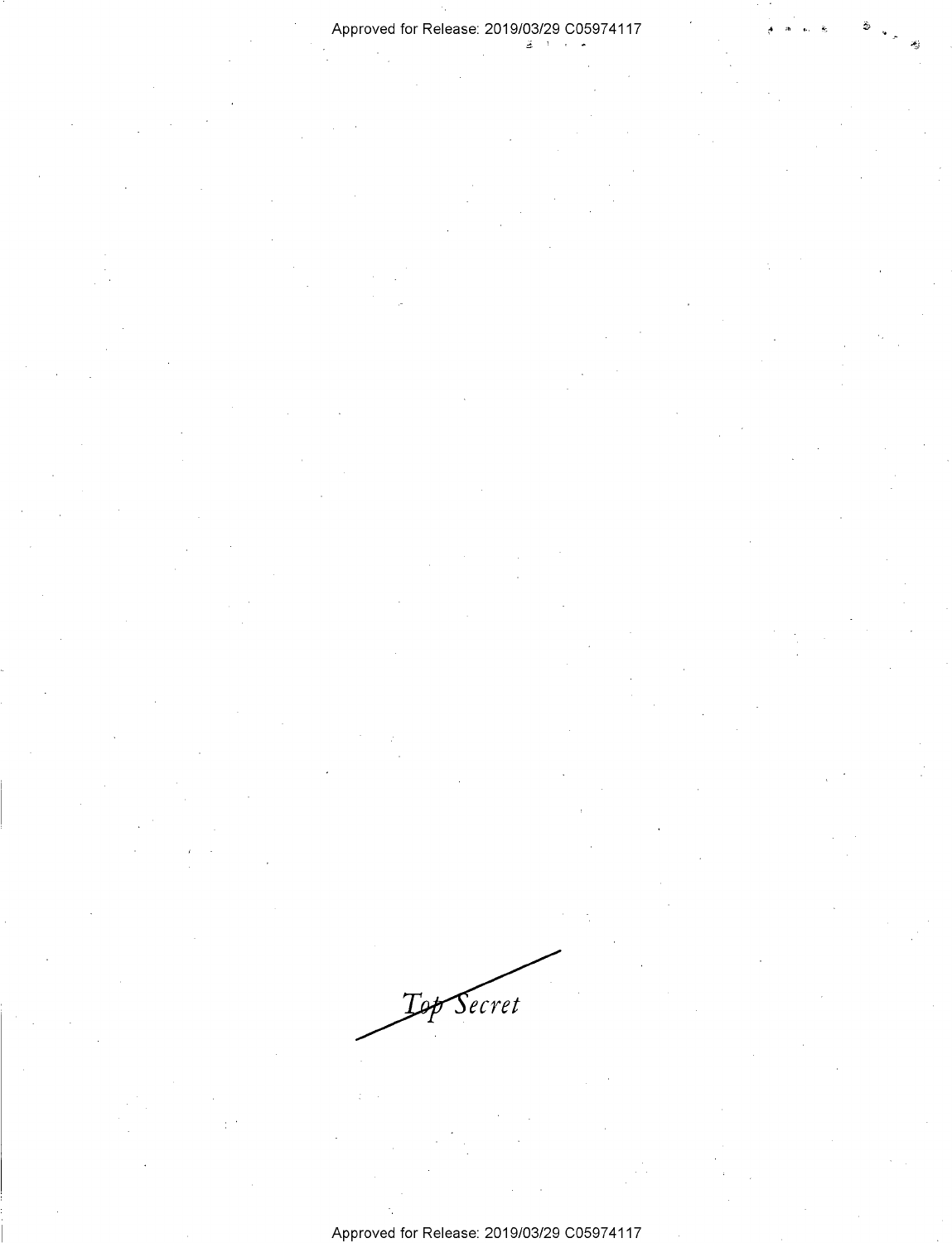Top Secret